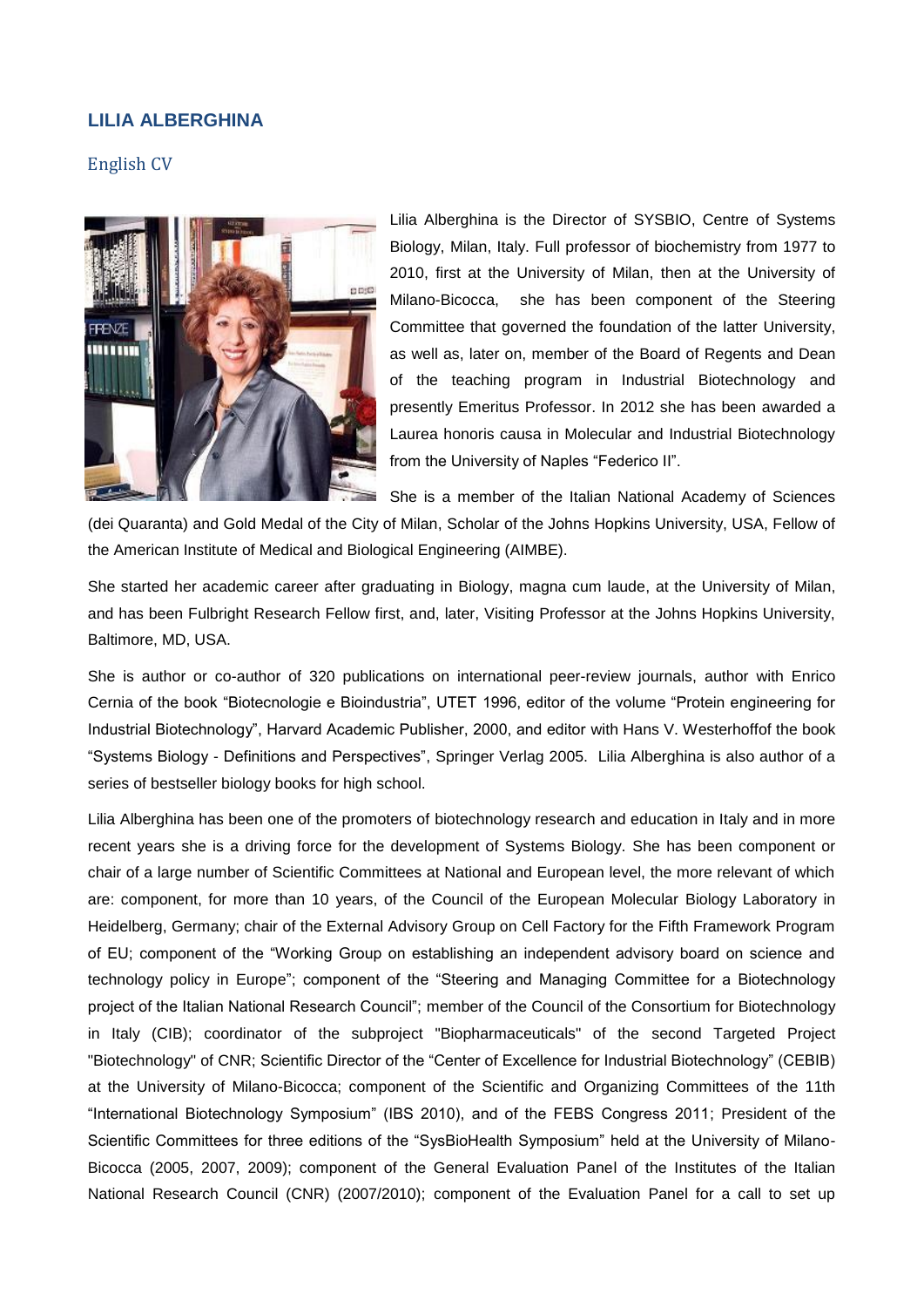# LILIA ALBERGHINA

## English CV

Lilia Alberghina is the Director of SYSBIO, Centre of Systems Biology, Milan, Italy. Full professor of biochemistry from 1977 to 2010, first at the University of Milan, then at the University of Milano-Bicocca, she has been component of the Steering Committee that governed the foundation of the latter University, as well as, later on, member of the Board of Regents and Dean of the teaching program in Industrial Biotechnology and presently Emeritus Professor. In 2012 she has been awarded a Laurea honoris causa in Molecular and Industrial Biotechnology from the University of Naples "Federico II".

She is a member of the Italian National Academy of Sciences (dei Quaranta) and Gold Medal of the City of Milan, Scholar of the Johns Hopkins University, USA, Fellow of the American Institute of Medical and Biological Engineering (AIMBE).

She started her academic career after graduating in Biology, magna cum laude, at the University of Milan, and has been Fulbright Research Fellow first, and, later, Visiting Professor at the Johns Hopkins University, Baltimore, MD, USA.

She is author or co-author of 320 publications on international peer-review journals, author with Enrico Cernia of the book "Biotecnologie e Bioindustria", UTET 1996, editor of the volume "Protein engineering for Industrial Biotechnology", Harvard Academic Publisher, 2000, and editor with Hans V. Westerhoffof the book "Systems Biology - Definitions and Perspectives", Springer Verlag 2005. Lilia Alberghina is also author of a series of bestseller biology books for high school.

Lilia Alberghina has been one of the promoters of biotechnology research and education in Italy and in more recent years she is a driving force for the development of Systems Biology. She has been component or chair of a large number of Scientific Committees at National and European level, the more relevant of which are: component, for more than 10 years, of the Council of the European Molecular Biology Laboratory in Heidelberg, Germany; chair of the External Advisory Group on Cell Factory for the Fifth Framework Program of EU; component of the "Working Group on establishing an independent advisory board on science and technology policy in Europe"; component of the "Steering and Managing Committee for a Biotechnology project of the Italian National Research Council"; member of the Council of the Consortium for Biotechnology in Italy (CIB); coordinator of the subproject "Biopharmaceuticals" of the second Targeted Project "Biotechnology" of CNR; Scientific Director of the "Center of Excellence for Industrial Biotechnology" (CEBIB) at the University of Milano-Bicocca; component of the Scientific and Organizing Committees of the 11th "International Biotechnology Symposium" (IBS 2010), and of the FEBS Congress 2011; President of the Scientific Committees for three editions of the "SysBioHealth Symposium" held at the University of Milano-Bicocca (2005, 2007, 2009); component of the General Evaluation Panel of the Institutes of the Italian National Research Council (CNR) (2007/2010); component of the Evaluation Panel for a call to set up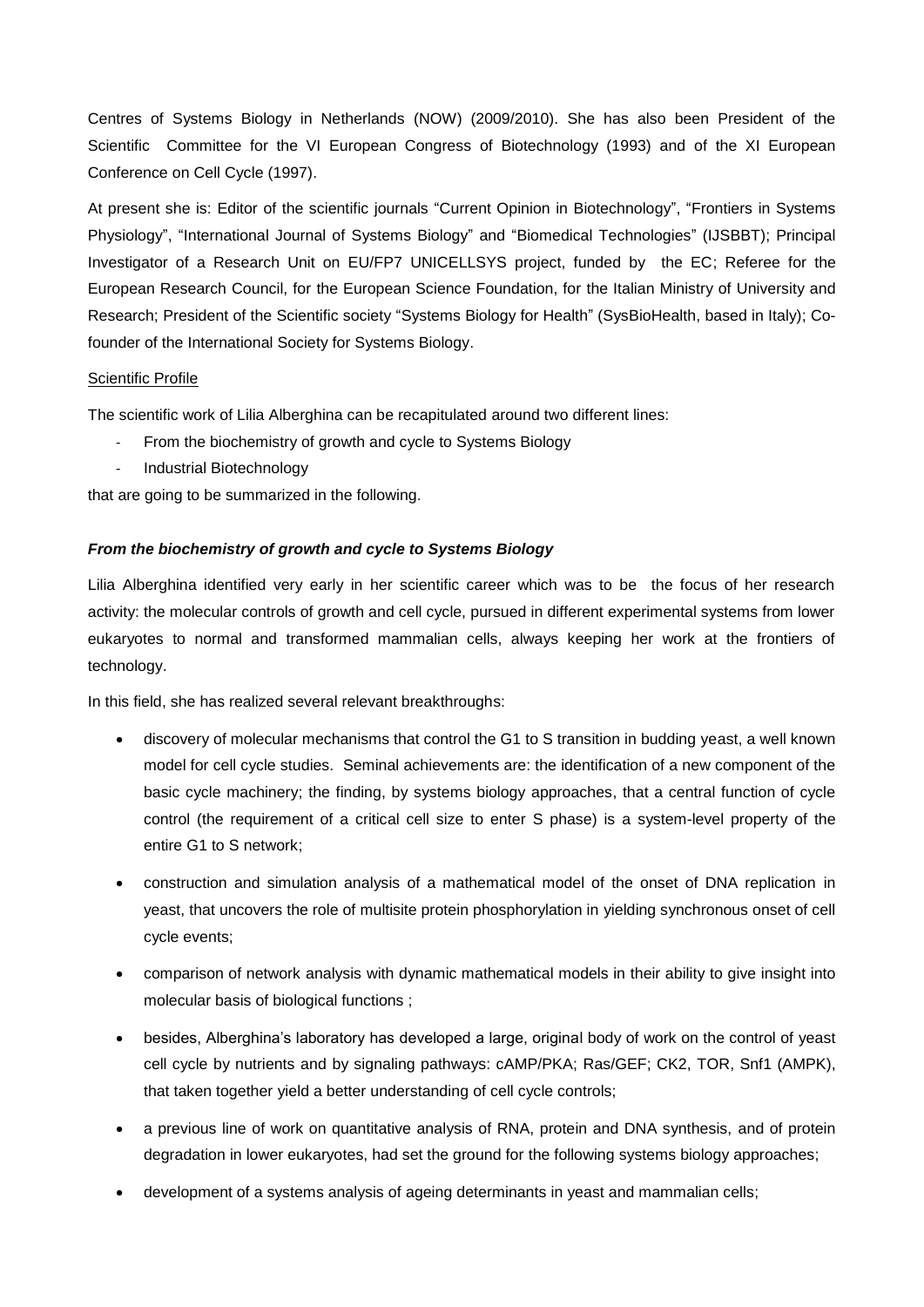Centres of Systems Biology in Netherlands (NOW) (2009/2010). She has also been President of the Scientific Committee for the VI European Congress of Biotechnology (1993) and of the XI European Conference on Cell Cycle (1997).

At present she is: Editor of the scientific journals "Current Opinion in Biotechnology", "Frontiers in Systems Physiology", "International Journal of Systems Biology" and "Biomedical Technologies" (IJSBBT); Principal Investigator of a Research Unit on EU/FP7 UNICELLSYS project, funded by the EC; Referee for the European Research Council, for the European Science Foundation, for the Italian Ministry of University and Research; President of the Scientific society "Systems Biology for Health" (SysBioHealth, based in Italy); Co-founder of the International Society for Systems Biology.

Scientific Profile

The scientific work of Lilia Alberghina can be recapitulated around two different lines:

- From the biochemistry of growth and cycle to Systems Biology
- Industrial Biotechnology

that are going to be summarized in the following.

### *From the biochemistry of growth and cycle to Systems Biology*

Lilia Alberghina identified very early in her scientific career which was to be the focus of her research activity: the molecular controls of growth and cell cycle, pursued in different experimental systems from lower eukaryotes to normal and transformed mammalian cells, always keeping her work at the frontiers of technology.

In this field, she has realized several relevant breakthroughs:

- discovery of molecular mechanisms that control the G1 to S transition in budding yeast, a well known model for cell cycle studies. Seminal achievements are: the identification of a new component of the basic cycle machinery; the finding, by systems biology approaches, that a central function of cycle control (the requirement of a critical cell size to enter S phase) is a system-level property of the entire G1 to S network;
- construction and simulation analysis of a mathematical model of the onset of DNA replication in yeast, that uncovers the role of multisite protein phosphorylation in yielding synchronous onset of cell cycle events;
- comparison of network analysis with dynamic mathematical models in their ability to give insight into molecular basis of biological functions ;
- besides, Alberghina's laboratory has developed a large, original body of work on the control of yeast cell cycle by nutrients and by signaling pathways: cAMP/PKA; Ras/GEF; CK2, TOR, Snf1 (AMPK), that taken together yield a better understanding of cell cycle controls;
- a previous line of work on quantitative analysis of RNA, protein and DNA synthesis, and of protein degradation in lower eukaryotes, had set the ground for the following systems biology approaches;
- development of a systems analysis of ageing determinants in yeast and mammalian cells;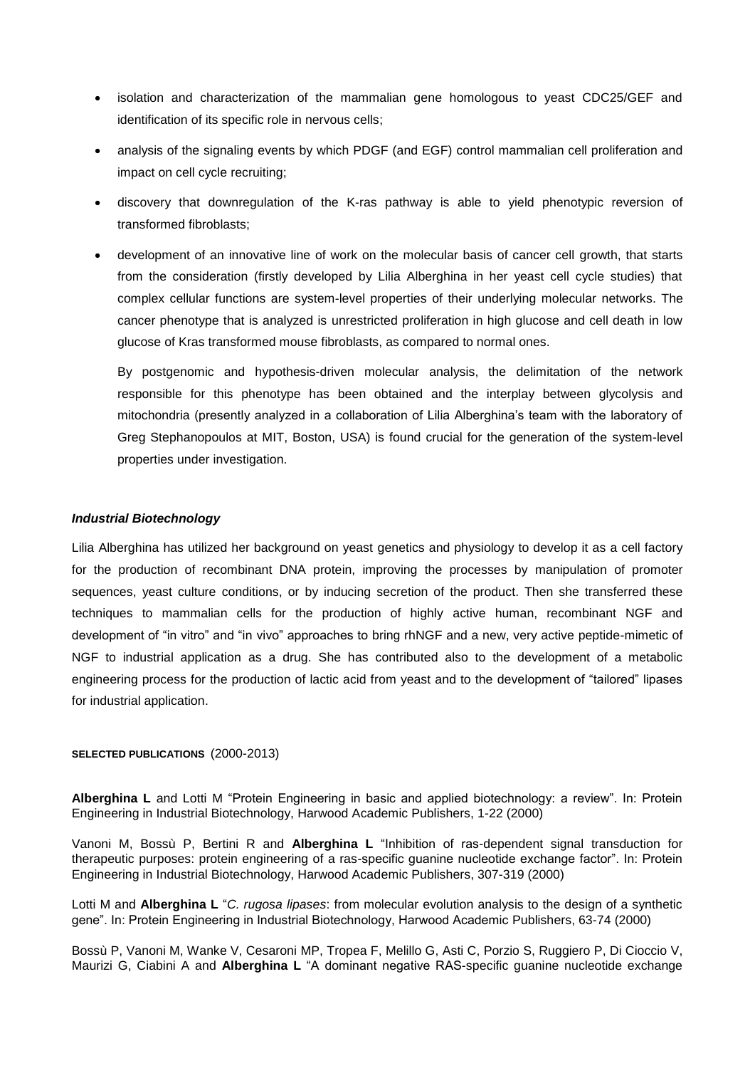- isolation and characterization of the mammalian gene homologous to yeast CDC25/GEF and identification of its specific role in nervous cells;
- analysis of the signaling events by which PDGF (and EGF) control mammalian cell proliferation and impact on cell cycle recruiting;
- discovery that downregulation of the K-ras pathway is able to yield phenotypic reversion of transformed fibroblasts;
- development of an innovative line of work on the molecular basis of cancer cell growth, that starts from the consideration (firstly developed by Lilia Alberghina in her yeast cell cycle studies) that complex cellular functions are system-level properties of their underlying molecular networks. The cancer phenotype that is analyzed is unrestricted proliferation in high glucose and cell death in low glucose of Kras transformed mouse fibroblasts, as compared to normal ones.

  By postgenomic and hypothesis-driven molecular analysis, the delimitation of the network responsible for this phenotype has been obtained and the interplay between glycolysis and mitochondria (presently analyzed in a collaboration of Lilia Alberghina's team with the laboratory of Greg Stephanopoulos at MIT, Boston, USA) is found crucial for the generation of the system-level properties under investigation.

### *Industrial Biotechnology*

Lilia Alberghina has utilized her background on yeast genetics and physiology to develop it as a cell factory for the production of recombinant DNA protein, improving the processes by manipulation of promoter sequences, yeast culture conditions, or by inducing secretion of the product. Then she transferred these techniques to mammalian cells for the production of highly active human, recombinant NGF and development of "in vitro" and "in vivo" approaches to bring rhNGF and a new, very active peptide-mimetic of NGF to industrial application as a drug. She has contributed also to the development of a metabolic engineering process for the production of lactic acid from yeast and to the development of "tailored" lipases for industrial application.

#### **SELECTED PUBLICATIONS** (2000-2013)

**Alberghina L** and Lotti M "Protein Engineering in basic and applied biotechnology: a review". In: Protein Engineering in Industrial Biotechnology, Harwood Academic Publishers, 1-22 (2000)

Vanoni M, Bossù P, Bertini R and **Alberghina L** "Inhibition of ras-dependent signal transduction for therapeutic purposes: protein engineering of a ras-specific guanine nucleotide exchange factor". In: Protein Engineering in Industrial Biotechnology, Harwood Academic Publishers, 307-319 (2000)

Lotti M and **Alberghina L** "*C. rugosa lipases*: from molecular evolution analysis to the design of a synthetic gene". In: Protein Engineering in Industrial Biotechnology, Harwood Academic Publishers, 63-74 (2000)

Bossù P, Vanoni M, Wanke V, Cesaroni MP, Tropea F, Melillo G, Asti C, Porzio S, Ruggiero P, Di Cioccio V, Maurizi G, Ciabini A and **Alberghina L** "A dominant negative RAS-specific guanine nucleotide exchange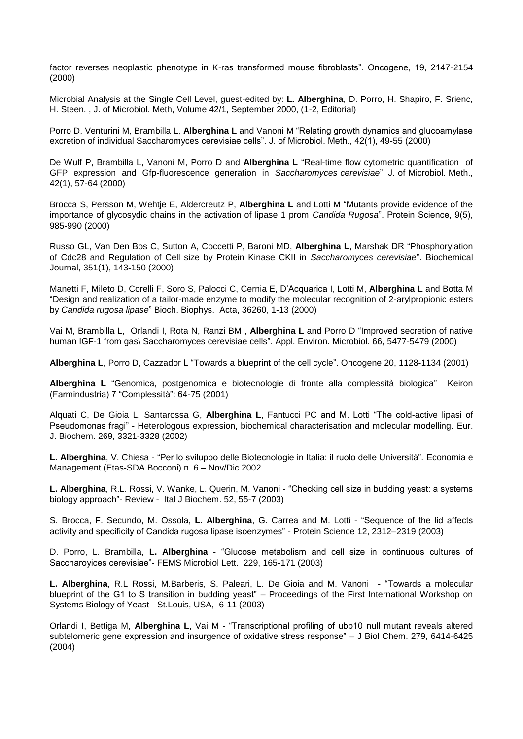factor reverses neoplastic phenotype in K-ras transformed mouse fibroblasts". Oncogene, 19, 2147-2154 (2000)

Microbial Analysis at the Single Cell Level, guest-edited by: **L. Alberghina**, D. Porro, H. Shapiro, F. Srienc, H. Steen. , J. of Microbiol. Meth, Volume 42/1, September 2000, (1-2, Editorial)

Porro D, Venturini M, Brambilla L, **Alberghina L** and Vanoni M "Relating growth dynamics and glucoamylase excretion of individual Saccharomyces cerevisiae cells". J. of Microbiol. Meth., 42(1), 49-55 (2000)

De Wulf P, Brambilla L, Vanoni M, Porro D and **Alberghina L** "Real-time flow cytometric quantification of GFP expression and Gfp-fluorescence generation in *Saccharomyces cerevisiae*". J. of Microbiol. Meth., 42(1), 57-64 (2000)

Brocca S, Persson M, Wehtje E, Aldercreutz P, **Alberghina L** and Lotti M "Mutants provide evidence of the importance of glycosydic chains in the activation of lipase 1 prom *Candida Rugosa*". Protein Science, 9(5), 985-990 (2000)

Russo GL, Van Den Bos C, Sutton A, Coccetti P, Baroni MD, **Alberghina L**, Marshak DR "Phosphorylation of Cdc28 and Regulation of Cell size by Protein Kinase CKII in *Saccharomyces cerevisiae*". Biochemical Journal, 351(1), 143-150 (2000)

Manetti F, Mileto D, Corelli F, Soro S, Palocci C, Cernia E, D'Acquarica I, Lotti M, **Alberghina L** and Botta M "Design and realization of a tailor-made enzyme to modify the molecular recognition of 2-arylpropionic esters by *Candida rugosa lipase*" Bioch. Biophys. Acta, 36260, 1-13 (2000)

Vai M, Brambilla L, Orlandi I, Rota N, Ranzi BM , **Alberghina L** and Porro D "Improved secretion of native human IGF-1 from gas\ Saccharomyces cerevisiae cells". Appl. Environ. Microbiol. 66, 5477-5479 (2000)

**Alberghina L**, Porro D, Cazzador L "Towards a blueprint of the cell cycle". Oncogene 20, 1128-1134 (2001)

**Alberghina L** "Genomica, postgenomica e biotecnologie di fronte alla complessità biologica" Keiron (Farmindustria) 7 "Complessità": 64-75 (2001)

Alquati C, De Gioia L, Santarossa G, **Alberghina L**, Fantucci PC and M. Lotti "The cold-active lipasi of Pseudomonas fragi" - Heterologous expression, biochemical characterisation and molecular modelling. Eur. J. Biochem. 269, 3321-3328 (2002)

**L. Alberghina**, V. Chiesa - "Per lo sviluppo delle Biotecnologie in Italia: il ruolo delle Università". Economia e Management (Etas-SDA Bocconi) n. 6 – Nov/Dic 2002

**L. Alberghina**, R.L. Rossi, V. Wanke, L. Querin, M. Vanoni - "Checking cell size in budding yeast: a systems biology approach"- Review - Ital J Biochem. 52, 55-7 (2003)

S. Brocca, F. Secundo, M. Ossola, **L. Alberghina**, G. Carrea and M. Lotti - "Sequence of the lid affects activity and specificity of Candida rugosa lipase isoenzymes" - Protein Science 12, 2312–2319 (2003)

D. Porro, L. Brambilla, **L. Alberghina** - "Glucose metabolism and cell size in continuous cultures of Saccharoyices cerevisiae"- FEMS Microbiol Lett. 229, 165-171 (2003)

**L. Alberghina**, R.L Rossi, M.Barberis, S. Paleari, L. De Gioia and M. Vanoni - "Towards a molecular blueprint of the G1 to S transition in budding yeast" – Proceedings of the First International Workshop on Systems Biology of Yeast - St.Louis, USA, 6-11 (2003)

Orlandi I, Bettiga M, **Alberghina L**, Vai M - "Transcriptional profiling of ubp10 null mutant reveals altered subtelomeric gene expression and insurgence of oxidative stress response" – J Biol Chem. 279, 6414-6425 (2004)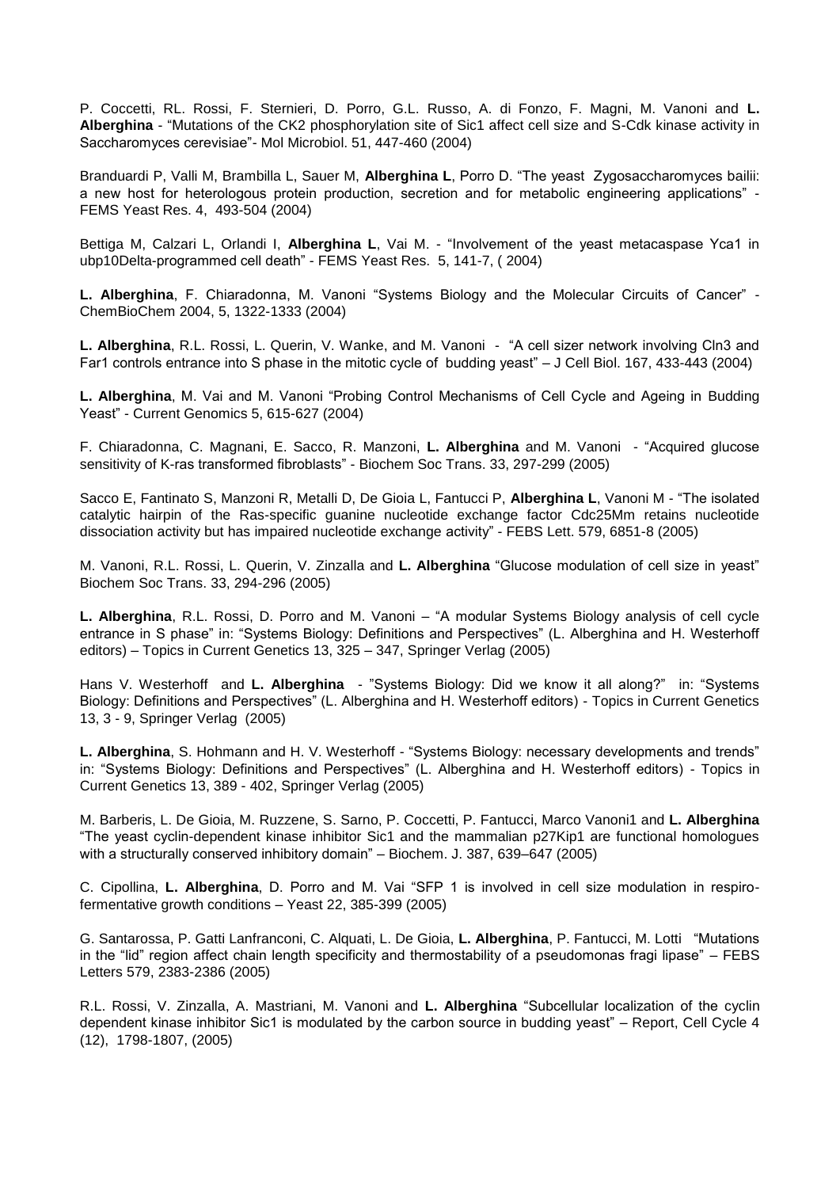P. Coccetti, RL. Rossi, F. Sternieri, D. Porro, G.L. Russo, A. di Fonzo, F. Magni, M. Vanoni and **L. Alberghina** - "Mutations of the CK2 phosphorylation site of Sic1 affect cell size and S-Cdk kinase activity in Saccharomyces cerevisiae"- Mol Microbiol. 51, 447-460 (2004)

Branduardi P, Valli M, Brambilla L, Sauer M, **Alberghina L**, Porro D. "The yeast Zygosaccharomyces bailii: a new host for heterologous protein production, secretion and for metabolic engineering applications" - FEMS Yeast Res. 4, 493-504 (2004)

Bettiga M, Calzari L, Orlandi I, **Alberghina L**, Vai M. - "Involvement of the yeast metacaspase Yca1 in ubp10Delta-programmed cell death" - FEMS Yeast Res. 5, 141-7, ( 2004)

**L. Alberghina**, F. Chiaradonna, M. Vanoni "Systems Biology and the Molecular Circuits of Cancer" - ChemBioChem 2004, 5, 1322-1333 (2004)

**L. Alberghina**, R.L. Rossi, L. Querin, V. Wanke, and M. Vanoni - "A cell sizer network involving Cln3 and Far1 controls entrance into S phase in the mitotic cycle of budding yeast" – J Cell Biol. 167, 433-443 (2004)

**L. Alberghina**, M. Vai and M. Vanoni "Probing Control Mechanisms of Cell Cycle and Ageing in Budding Yeast" - Current Genomics 5, 615-627 (2004)

F. Chiaradonna, C. Magnani, E. Sacco, R. Manzoni, **L. Alberghina** and M. Vanoni - "Acquired glucose sensitivity of K-ras transformed fibroblasts" - Biochem Soc Trans. 33, 297-299 (2005)

Sacco E, Fantinato S, Manzoni R, Metalli D, De Gioia L, Fantucci P, **Alberghina L**, Vanoni M - "The isolated catalytic hairpin of the Ras-specific guanine nucleotide exchange factor Cdc25Mm retains nucleotide dissociation activity but has impaired nucleotide exchange activity" - FEBS Lett. 579, 6851-8 (2005)

M. Vanoni, R.L. Rossi, L. Querin, V. Zinzalla and **L. Alberghina** "Glucose modulation of cell size in yeast" Biochem Soc Trans. 33, 294-296 (2005)

**L. Alberghina**, R.L. Rossi, D. Porro and M. Vanoni – "A modular Systems Biology analysis of cell cycle entrance in S phase" in: "Systems Biology: Definitions and Perspectives" (L. Alberghina and H. Westerhoff editors) – Topics in Current Genetics 13, 325 – 347, Springer Verlag (2005)

Hans V. Westerhoff and **L. Alberghina** - "Systems Biology: Did we know it all along?" in: "Systems Biology: Definitions and Perspectives" (L. Alberghina and H. Westerhoff editors) - Topics in Current Genetics 13, 3 - 9, Springer Verlag (2005)

**L. Alberghina**, S. Hohmann and H. V. Westerhoff - "Systems Biology: necessary developments and trends" in: "Systems Biology: Definitions and Perspectives" (L. Alberghina and H. Westerhoff editors) - Topics in Current Genetics 13, 389 - 402, Springer Verlag (2005)

M. Barberis, L. De Gioia, M. Ruzzene, S. Sarno, P. Coccetti, P. Fantucci, Marco Vanoni1 and **L. Alberghina** "The yeast cyclin-dependent kinase inhibitor Sic1 and the mammalian p27Kip1 are functional homologues with a structurally conserved inhibitory domain" – Biochem. J. 387, 639–647 (2005)

C. Cipollina, **L. Alberghina**, D. Porro and M. Vai "SFP 1 is involved in cell size modulation in respiro-fermentative growth conditions – Yeast 22, 385-399 (2005)

G. Santarossa, P. Gatti Lanfranconi, C. Alquati, L. De Gioia, **L. Alberghina**, P. Fantucci, M. Lotti "Mutations in the "lid" region affect chain length specificity and thermostability of a pseudomonas fragi lipase" – FEBS Letters 579, 2383-2386 (2005)

R.L. Rossi, V. Zinzalla, A. Mastriani, M. Vanoni and **L. Alberghina** "Subcellular localization of the cyclin dependent kinase inhibitor Sic1 is modulated by the carbon source in budding yeast" – Report, Cell Cycle 4 (12), 1798-1807, (2005)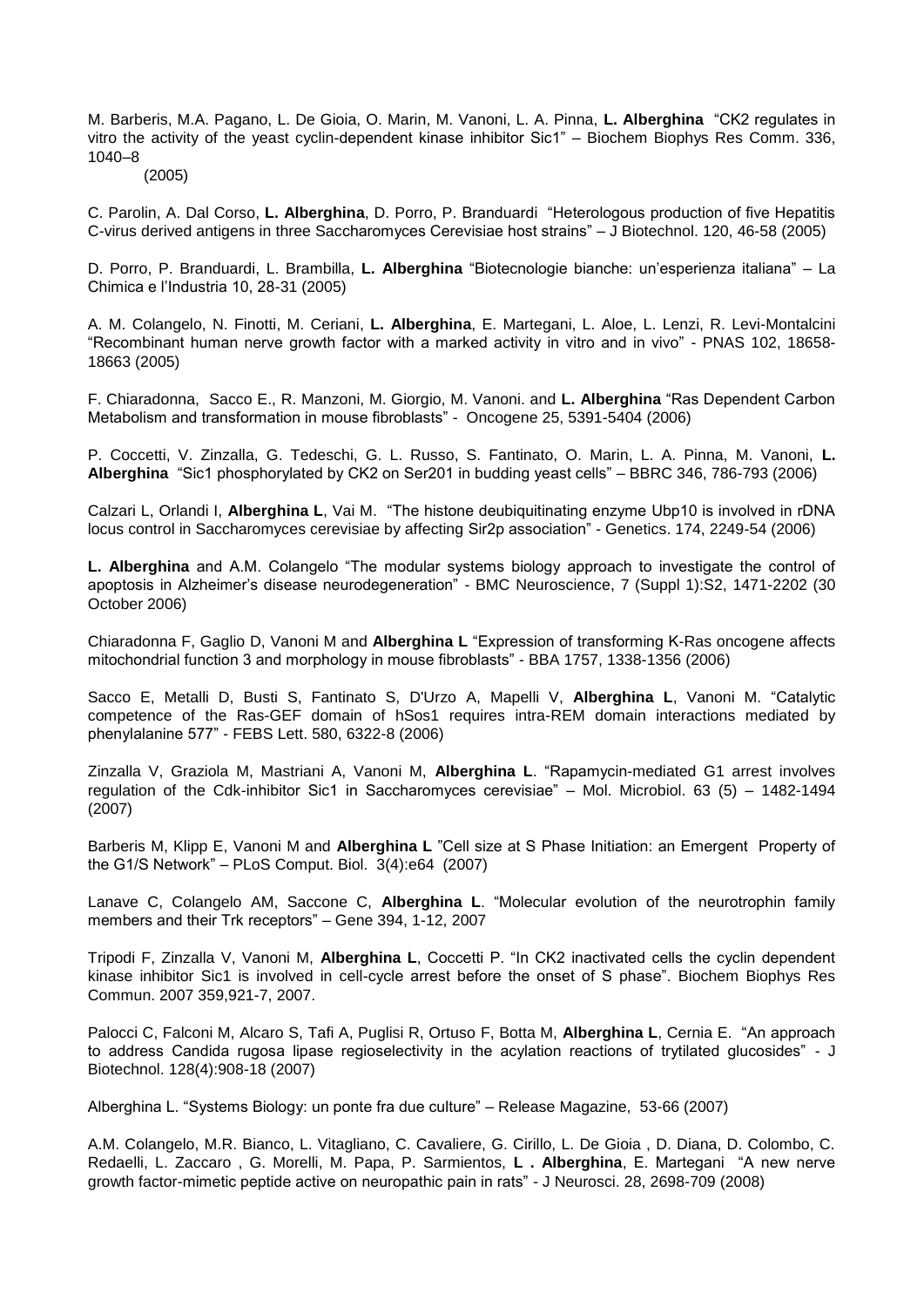M. Barberis, M.A. Pagano, L. De Gioia, O. Marin, M. Vanoni, L. A. Pinna, **L. Alberghina** "CK2 regulates in vitro the activity of the yeast cyclin-dependent kinase inhibitor Sic1" – Biochem Biophys Res Comm. 336, 1040–8 (2005)

C. Parolin, A. Dal Corso, **L. Alberghina**, D. Porro, P. Branduardi "Heterologous production of five Hepatitis C-virus derived antigens in three Saccharomyces Cerevisiae host strains" – J Biotechnol. 120, 46-58 (2005)

D. Porro, P. Branduardi, L. Brambilla, **L. Alberghina** "Biotecnologie bianche: un'esperienza italiana" – La Chimica e l'Industria 10, 28-31 (2005)

A. M. Colangelo, N. Finotti, M. Ceriani, **L. Alberghina**, E. Martegani, L. Aloe, L. Lenzi, R. Levi-Montalcini "Recombinant human nerve growth factor with a marked activity in vitro and in vivo" - PNAS 102, 18658-18663 (2005)

F. Chiaradonna, Sacco E., R. Manzoni, M. Giorgio, M. Vanoni. and **L. Alberghina** "Ras Dependent Carbon Metabolism and transformation in mouse fibroblasts" - Oncogene 25, 5391-5404 (2006)

P. Coccetti, V. Zinzalla, G. Tedeschi, G. L. Russo, S. Fantinato, O. Marin, L. A. Pinna, M. Vanoni, **L. Alberghina** "Sic1 phosphorylated by CK2 on Ser201 in budding yeast cells" – BBRC 346, 786-793 (2006)

Calzari L, Orlandi I, **Alberghina L**, Vai M. "The histone deubiquitinating enzyme Ubp10 is involved in rDNA locus control in Saccharomyces cerevisiae by affecting Sir2p association" - Genetics. 174, 2249-54 (2006)

**L. Alberghina** and A.M. Colangelo "The modular systems biology approach to investigate the control of apoptosis in Alzheimer's disease neurodegeneration" - BMC Neuroscience, 7 (Suppl 1):S2, 1471-2202 (30 October 2006)

Chiaradonna F, Gaglio D, Vanoni M and **Alberghina L** "Expression of transforming K-Ras oncogene affects mitochondrial function 3 and morphology in mouse fibroblasts" - BBA 1757, 1338-1356 (2006)

Sacco E, Metalli D, Busti S, Fantinato S, D'Urzo A, Mapelli V, **Alberghina L**, Vanoni M. "Catalytic competence of the Ras-GEF domain of hSos1 requires intra-REM domain interactions mediated by phenylalanine 577" - FEBS Lett. 580, 6322-8 (2006)

Zinzalla V, Graziola M, Mastriani A, Vanoni M, **Alberghina L**. "Rapamycin-mediated G1 arrest involves regulation of the Cdk-inhibitor Sic1 in Saccharomyces cerevisiae" – Mol. Microbiol. 63 (5) – 1482-1494 (2007)

Barberis M, Klipp E, Vanoni M and **Alberghina L** "Cell size at S Phase Initiation: an Emergent Property of the G1/S Network" – PLoS Comput. Biol. 3(4):e64 (2007)

Lanave C, Colangelo AM, Saccone C, **Alberghina L**. "Molecular evolution of the neurotrophin family members and their Trk receptors" – Gene 394, 1-12, 2007

Tripodi F, Zinzalla V, Vanoni M, **Alberghina L**, Coccetti P. "In CK2 inactivated cells the cyclin dependent kinase inhibitor Sic1 is involved in cell-cycle arrest before the onset of S phase". Biochem Biophys Res Commun. 2007 359,921-7, 2007.

Palocci C, Falconi M, Alcaro S, Tafi A, Puglisi R, Ortuso F, Botta M, **Alberghina L**, Cernia E. "An approach to address Candida rugosa lipase regioselectivity in the acylation reactions of trytilated glucosides" - J Biotechnol. 128(4):908-18 (2007)

Alberghina L. "Systems Biology: un ponte fra due culture" – Release Magazine, 53-66 (2007)

A.M. Colangelo, M.R. Bianco, L. Vitagliano, C. Cavaliere, G. Cirillo, L. De Gioia , D. Diana, D. Colombo, C. Redaelli, L. Zaccaro , G. Morelli, M. Papa, P. Sarmientos, **L . Alberghina**, E. Martegani "A new nerve growth factor-mimetic peptide active on neuropathic pain in rats" - J Neurosci. 28, 2698-709 (2008)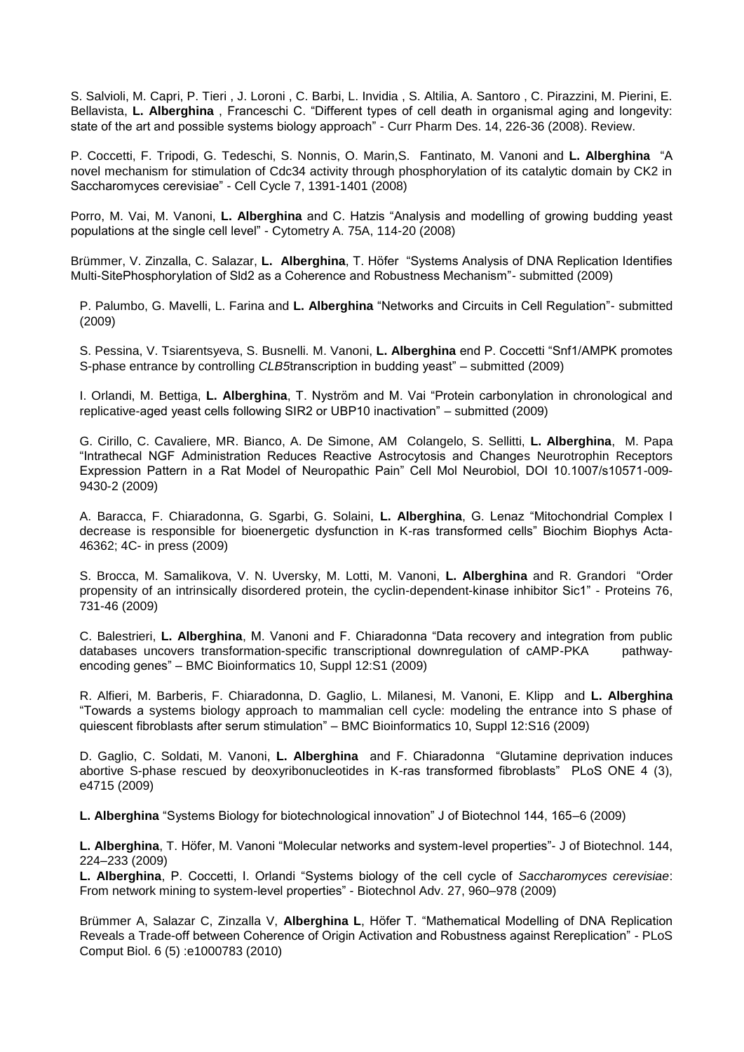S. Salvioli, M. Capri, P. Tieri , J. Loroni , C. Barbi, L. Invidia , S. Altilia, A. Santoro , C. Pirazzini, M. Pierini, E. Bellavista, **L. Alberghina** , Franceschi C. "Different types of cell death in organismal aging and longevity: state of the art and possible systems biology approach" - Curr Pharm Des. 14, 226-36 (2008). Review.

P. Coccetti, F. Tripodi, G. Tedeschi, S. Nonnis, O. Marin,S. Fantinato, M. Vanoni and **L. Alberghina** "A novel mechanism for stimulation of Cdc34 activity through phosphorylation of its catalytic domain by CK2 in Saccharomyces cerevisiae" - Cell Cycle 7, 1391-1401 (2008)

Porro, M. Vai, M. Vanoni, **L. Alberghina** and C. Hatzis "Analysis and modelling of growing budding yeast populations at the single cell level" - Cytometry A. 75A, 114-20 (2008)

Brümmer, V. Zinzalla, C. Salazar, **L. Alberghina**, T. Höfer "Systems Analysis of DNA Replication Identifies Multi-SitePhosphorylation of Sld2 as a Coherence and Robustness Mechanism"- submitted (2009)

P. Palumbo, G. Mavelli, L. Farina and **L. Alberghina** "Networks and Circuits in Cell Regulation"- submitted (2009)

S. Pessina, V. Tsiarentsyeva, S. Busnelli. M. Vanoni, **L. Alberghina** end P. Coccetti "Snf1/AMPK promotes S-phase entrance by controlling *CLB5*transcription in budding yeast" – submitted (2009)

I. Orlandi, M. Bettiga, **L. Alberghina**, T. Nyström and M. Vai "Protein carbonylation in chronological and replicative-aged yeast cells following SIR2 or UBP10 inactivation" – submitted (2009)

G. Cirillo, C. Cavaliere, MR. Bianco, A. De Simone, AM Colangelo, S. Sellitti, **L. Alberghina**, M. Papa "Intrathecal NGF Administration Reduces Reactive Astrocytosis and Changes Neurotrophin Receptors Expression Pattern in a Rat Model of Neuropathic Pain" Cell Mol Neurobiol, DOI 10.1007/s10571-009-9430-2 (2009)

A. Baracca, F. Chiaradonna, G. Sgarbi, G. Solaini, **L. Alberghina**, G. Lenaz "Mitochondrial Complex I decrease is responsible for bioenergetic dysfunction in K-ras transformed cells" Biochim Biophys Acta-46362; 4C- in press (2009)

S. Brocca, M. Samalikova, V. N. Uversky, M. Lotti, M. Vanoni, **L. Alberghina** and R. Grandori "Order propensity of an intrinsically disordered protein, the cyclin-dependent-kinase inhibitor Sic1" - Proteins 76, 731-46 (2009)

C. Balestrieri, **L. Alberghina**, M. Vanoni and F. Chiaradonna "Data recovery and integration from public databases uncovers transformation-specific transcriptional downregulation of cAMP-PKA pathway-encoding genes" – BMC Bioinformatics 10, Suppl 12:S1 (2009)

R. Alfieri, M. Barberis, F. Chiaradonna, D. Gaglio, L. Milanesi, M. Vanoni, E. Klipp and **L. Alberghina** "Towards a systems biology approach to mammalian cell cycle: modeling the entrance into S phase of quiescent fibroblasts after serum stimulation" – BMC Bioinformatics 10, Suppl 12:S16 (2009)

D. Gaglio, C. Soldati, M. Vanoni, **L. Alberghina** and F. Chiaradonna "Glutamine deprivation induces abortive S-phase rescued by deoxyribonucleotides in K-ras transformed fibroblasts" PLoS ONE 4 (3), e4715 (2009)

**L. Alberghina** "Systems Biology for biotechnological innovation" J of Biotechnol 144, 165–6 (2009)

**L. Alberghina**, T. Höfer, M. Vanoni "Molecular networks and system-level properties"- J of Biotechnol. 144, 224–233 (2009)

**L. Alberghina**, P. Coccetti, I. Orlandi "Systems biology of the cell cycle of *Saccharomyces cerevisiae*: From network mining to system-level properties" - Biotechnol Adv. 27, 960–978 (2009)

Brümmer A, Salazar C, Zinzalla V, **Alberghina L**, Höfer T. "Mathematical Modelling of DNA Replication Reveals a Trade-off between Coherence of Origin Activation and Robustness against Rereplication" - PLoS Comput Biol. 6 (5) :e1000783 (2010)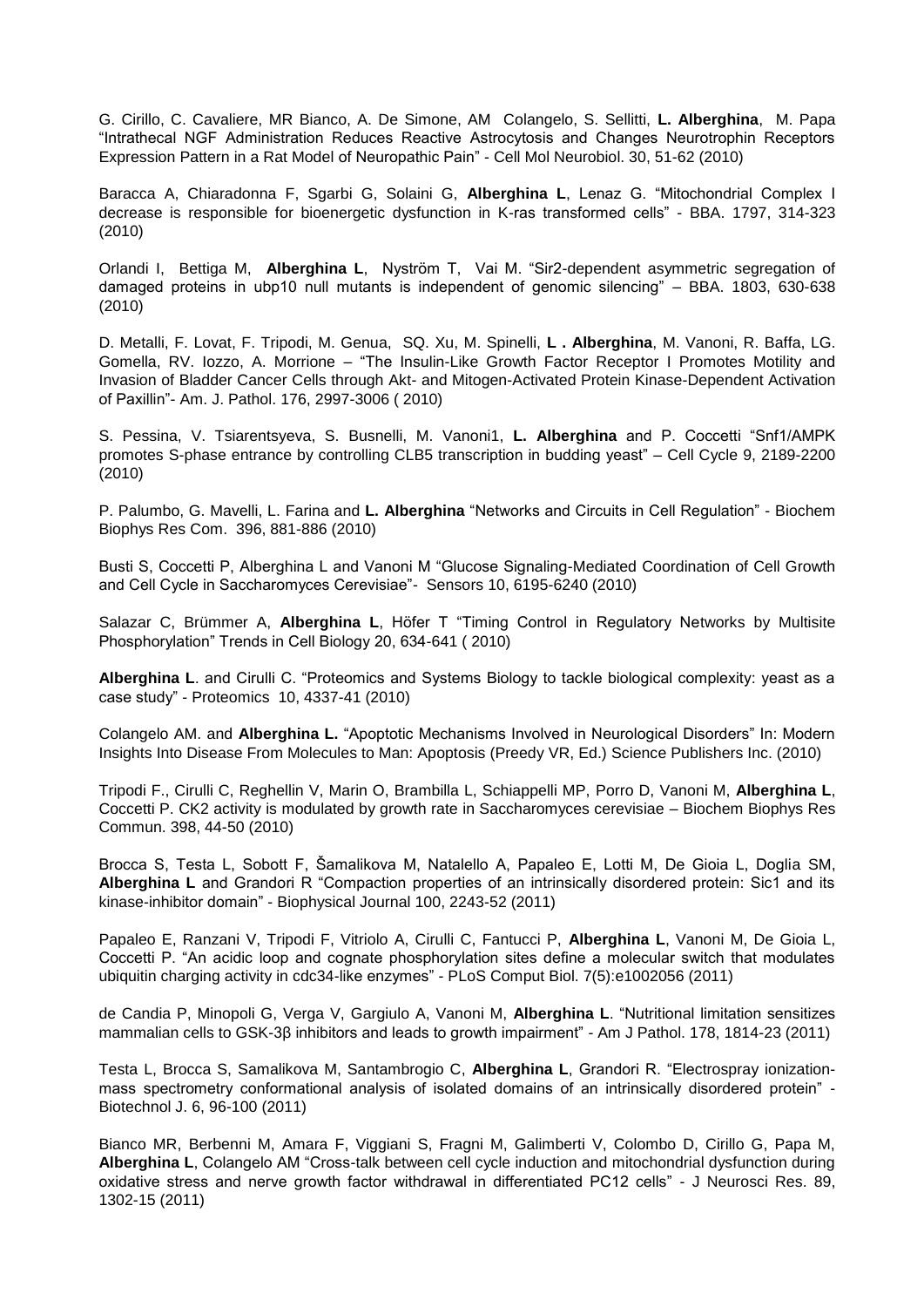G. Cirillo, C. Cavaliere, MR Bianco, A. De Simone, AM Colangelo, S. Sellitti, **L. Alberghina**, M. Papa "Intrathecal NGF Administration Reduces Reactive Astrocytosis and Changes Neurotrophin Receptors Expression Pattern in a Rat Model of Neuropathic Pain" - Cell Mol Neurobiol. 30, 51-62 (2010)

Baracca A, Chiaradonna F, Sgarbi G, Solaini G, **Alberghina L**, Lenaz G. "Mitochondrial Complex I decrease is responsible for bioenergetic dysfunction in K-ras transformed cells" - BBA. 1797, 314-323 (2010)

Orlandi I, Bettiga M, **Alberghina L**, Nyström T, Vai M. "Sir2-dependent asymmetric segregation of damaged proteins in ubp10 null mutants is independent of genomic silencing" – BBA. 1803, 630-638 (2010)

D. Metalli, F. Lovat, F. Tripodi, M. Genua, SQ. Xu, M. Spinelli, **L . Alberghina**, M. Vanoni, R. Baffa, LG. Gomella, RV. Iozzo, A. Morrione – "The Insulin-Like Growth Factor Receptor I Promotes Motility and Invasion of Bladder Cancer Cells through Akt- and Mitogen-Activated Protein Kinase-Dependent Activation of Paxillin"- Am. J. Pathol. 176, 2997-3006 ( 2010)

S. Pessina, V. Tsiarentsyeva, S. Busnelli, M. Vanoni1, **L. Alberghina** and P. Coccetti "Snf1/AMPK promotes S-phase entrance by controlling CLB5 transcription in budding yeast" – Cell Cycle 9, 2189-2200 (2010)

P. Palumbo, G. Mavelli, L. Farina and **L. Alberghina** "Networks and Circuits in Cell Regulation" - Biochem Biophys Res Com. 396, 881-886 (2010)

Busti S, Coccetti P, Alberghina L and Vanoni M "Glucose Signaling-Mediated Coordination of Cell Growth and Cell Cycle in Saccharomyces Cerevisiae"- Sensors 10, 6195-6240 (2010)

Salazar C, Brümmer A, **Alberghina L**, Höfer T "Timing Control in Regulatory Networks by Multisite Phosphorylation" Trends in Cell Biology 20, 634-641 ( 2010)

**Alberghina L**. and Cirulli C. "Proteomics and Systems Biology to tackle biological complexity: yeast as a case study" - Proteomics 10, 4337-41 (2010)

Colangelo AM. and **Alberghina L.** "Apoptotic Mechanisms Involved in Neurological Disorders" In: Modern Insights Into Disease From Molecules to Man: Apoptosis (Preedy VR, Ed.) Science Publishers Inc. (2010)

Tripodi F., Cirulli C, Reghellin V, Marin O, Brambilla L, Schiappelli MP, Porro D, Vanoni M, **Alberghina L**, Coccetti P. CK2 activity is modulated by growth rate in Saccharomyces cerevisiae – Biochem Biophys Res Commun. 398, 44-50 (2010)

Brocca S, Testa L, Sobott F, Šamalikova M, Natalello A, Papaleo E, Lotti M, De Gioia L, Doglia SM, **Alberghina L** and Grandori R "Compaction properties of an intrinsically disordered protein: Sic1 and its kinase-inhibitor domain" - Biophysical Journal 100, 2243-52 (2011)

Papaleo E, Ranzani V, Tripodi F, Vitriolo A, Cirulli C, Fantucci P, **Alberghina L**, Vanoni M, De Gioia L, Coccetti P. "An acidic loop and cognate phosphorylation sites define a molecular switch that modulates ubiquitin charging activity in cdc34-like enzymes" - PLoS Comput Biol. 7(5):e1002056 (2011)

de Candia P, Minopoli G, Verga V, Gargiulo A, Vanoni M, **Alberghina L**. "Nutritional limitation sensitizes mammalian cells to GSK-3β inhibitors and leads to growth impairment" - Am J Pathol. 178, 1814-23 (2011)

Testa L, Brocca S, Samalikova M, Santambrogio C, **Alberghina L**, Grandori R. "Electrospray ionization-mass spectrometry conformational analysis of isolated domains of an intrinsically disordered protein" - Biotechnol J. 6, 96-100 (2011)

Bianco MR, Berbenni M, Amara F, Viggiani S, Fragni M, Galimberti V, Colombo D, Cirillo G, Papa M, **Alberghina L**, Colangelo AM "Cross-talk between cell cycle induction and mitochondrial dysfunction during oxidative stress and nerve growth factor withdrawal in differentiated PC12 cells" - J Neurosci Res. 89, 1302-15 (2011)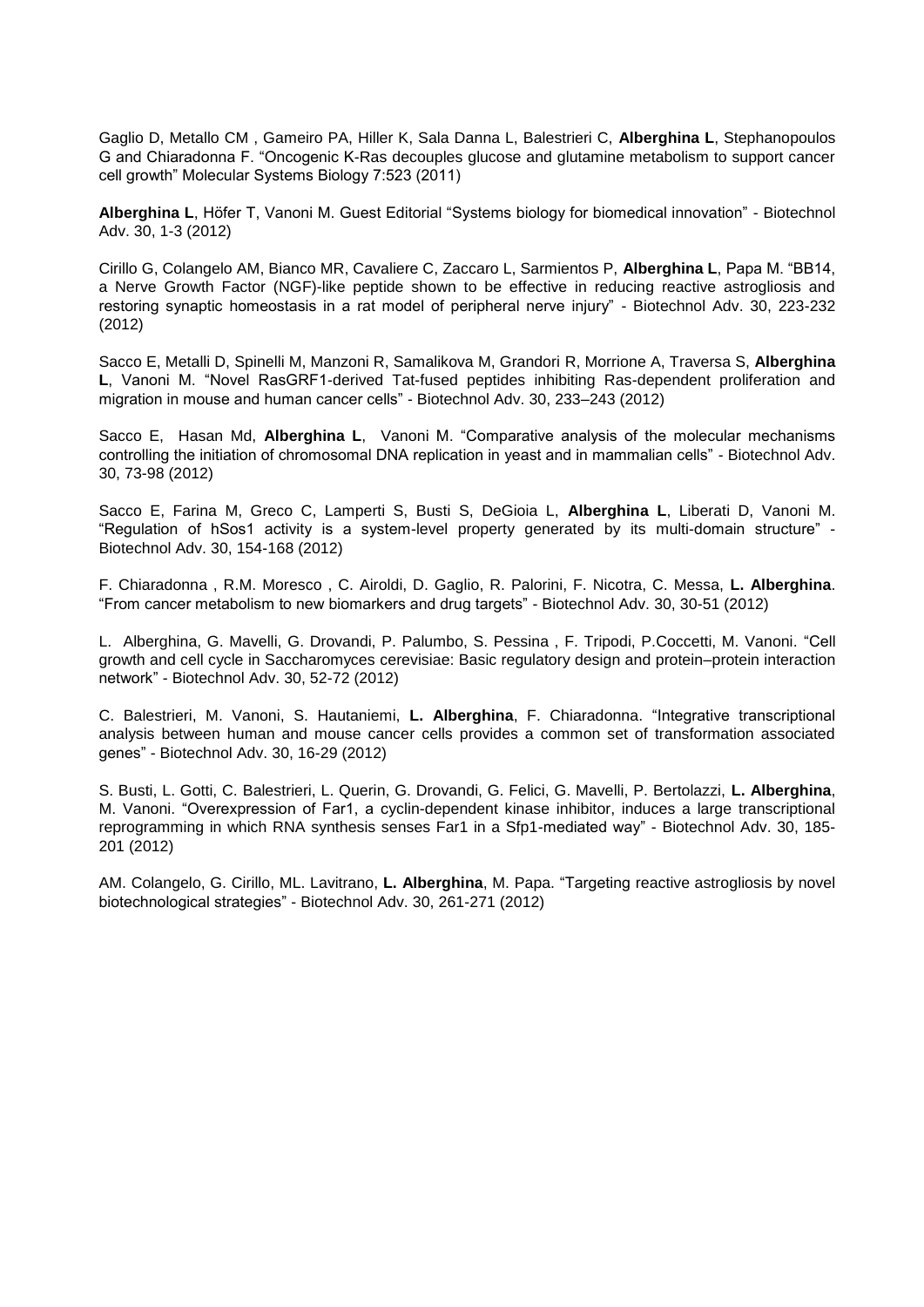Gaglio D, Metallo CM , Gameiro PA, Hiller K, Sala Danna L, Balestrieri C, **Alberghina L**, Stephanopoulos G and Chiaradonna F. "Oncogenic K-Ras decouples glucose and glutamine metabolism to support cancer cell growth" Molecular Systems Biology 7:523 (2011)

**Alberghina L**, Höfer T, Vanoni M. Guest Editorial "Systems biology for biomedical innovation" - Biotechnol Adv. 30, 1-3 (2012)

Cirillo G, Colangelo AM, Bianco MR, Cavaliere C, Zaccaro L, Sarmientos P, **Alberghina L**, Papa M. "BB14, a Nerve Growth Factor (NGF)-like peptide shown to be effective in reducing reactive astrogliosis and restoring synaptic homeostasis in a rat model of peripheral nerve injury" - Biotechnol Adv. 30, 223-232 (2012)

Sacco E, Metalli D, Spinelli M, Manzoni R, Samalikova M, Grandori R, Morrione A, Traversa S, **Alberghina L**, Vanoni M. "Novel RasGRF1-derived Tat-fused peptides inhibiting Ras-dependent proliferation and migration in mouse and human cancer cells" - Biotechnol Adv. 30, 233–243 (2012)

Sacco E, Hasan Md, **Alberghina L**, Vanoni M. "Comparative analysis of the molecular mechanisms controlling the initiation of chromosomal DNA replication in yeast and in mammalian cells" - Biotechnol Adv. 30, 73-98 (2012)

Sacco E, Farina M, Greco C, Lamperti S, Busti S, DeGioia L, **Alberghina L**, Liberati D, Vanoni M. "Regulation of hSos1 activity is a system-level property generated by its multi-domain structure" - Biotechnol Adv. 30, 154-168 (2012)

F. Chiaradonna , R.M. Moresco , C. Airoldi, D. Gaglio, R. Palorini, F. Nicotra, C. Messa, **L. Alberghina**. "From cancer metabolism to new biomarkers and drug targets" - Biotechnol Adv. 30, 30-51 (2012)

L. Alberghina, G. Mavelli, G. Drovandi, P. Palumbo, S. Pessina , F. Tripodi, P.Coccetti, M. Vanoni. "Cell growth and cell cycle in Saccharomyces cerevisiae: Basic regulatory design and protein–protein interaction network" - Biotechnol Adv. 30, 52-72 (2012)

C. Balestrieri, M. Vanoni, S. Hautaniemi, **L. Alberghina**, F. Chiaradonna. "Integrative transcriptional analysis between human and mouse cancer cells provides a common set of transformation associated genes" - Biotechnol Adv. 30, 16-29 (2012)

S. Busti, L. Gotti, C. Balestrieri, L. Querin, G. Drovandi, G. Felici, G. Mavelli, P. Bertolazzi, **L. Alberghina**, M. Vanoni. "Overexpression of Far1, a cyclin-dependent kinase inhibitor, induces a large transcriptional reprogramming in which RNA synthesis senses Far1 in a Sfp1-mediated way" - Biotechnol Adv. 30, 185-201 (2012)

AM. Colangelo, G. Cirillo, ML. Lavitrano, **L. Alberghina**, M. Papa. "Targeting reactive astrogliosis by novel biotechnological strategies" - Biotechnol Adv. 30, 261-271 (2012)